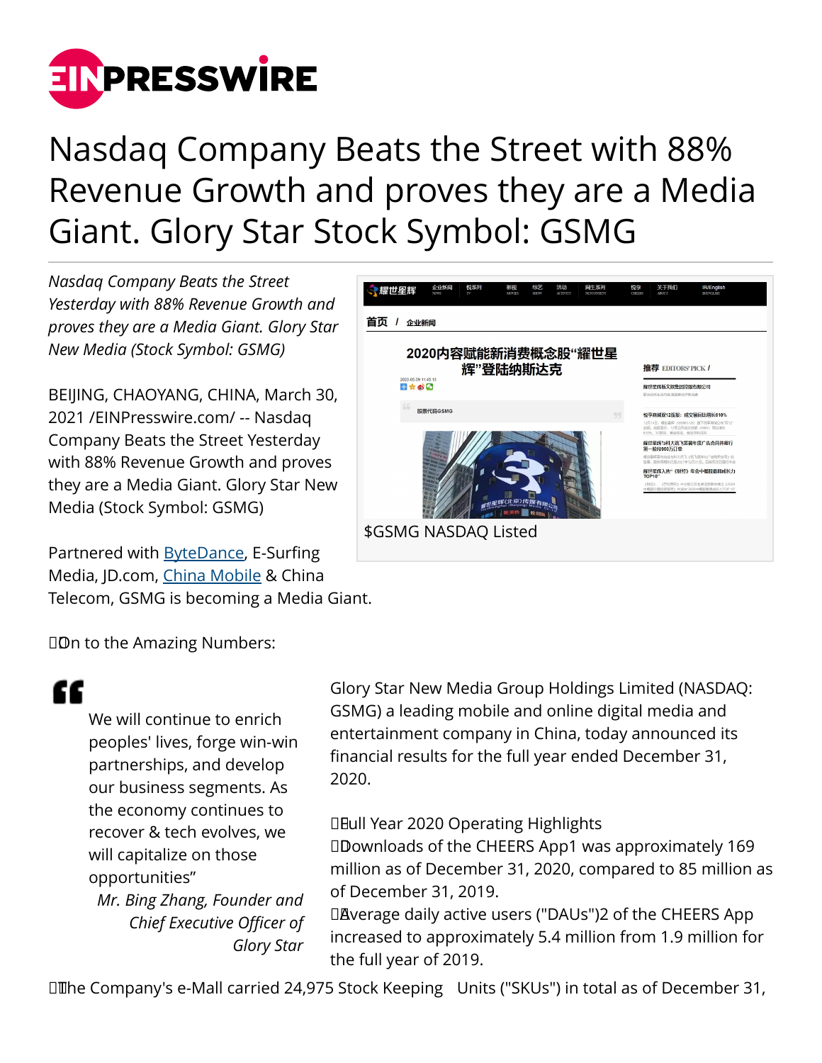# Nasdaq Company Beats the Street with 88% Revenue Growth and proves they are a Media Giant. Glory Star Stock Symbol: GSMG

*Nasdaq Company Beats the Street Yesterday with 88% Revenue Growth and proves they are a Media Giant. Glory Star New Media (Stock Symbol: GSMG)*

$GSMG NASDAQ Listed

BEIJING, CHAOYANG, CHINA, March 30, 2021 /EINPresswire.com/ -- Nasdaq Company Beats the Street Yesterday with 88% Revenue Growth and proves they are a Media Giant. Glory Star New Media (Stock Symbol: GSMG)

Partnered with ByteDance, E-Surfing Media, JD.com, China Mobile & China Telecom, GSMG is becoming a Media Giant.

On to the Amazing Numbers:

> We will continue to enrich peoples' lives, forge win-win partnerships, and develop our business segments. As the economy continues to recover & tech evolves, we will capitalize on those opportunities"
>
> *Mr. Bing Zhang, Founder and Chief Executive Officer of Glory Star*

Glory Star New Media Group Holdings Limited (NASDAQ: GSMG) a leading mobile and online digital media and entertainment company in China, today announced its financial results for the full year ended December 31, 2020.

Full Year 2020 Operating Highlights

Downloads of the CHEERS App1 was approximately 169 million as of December 31, 2020, compared to 85 million as of December 31, 2019.

Average daily active users ("DAUs")2 of the CHEERS App increased to approximately 5.4 million from 1.9 million for the full year of 2019.

The Company's e-Mall carried 24,975 Stock Keeping Units ("SKUs") in total as of December 31,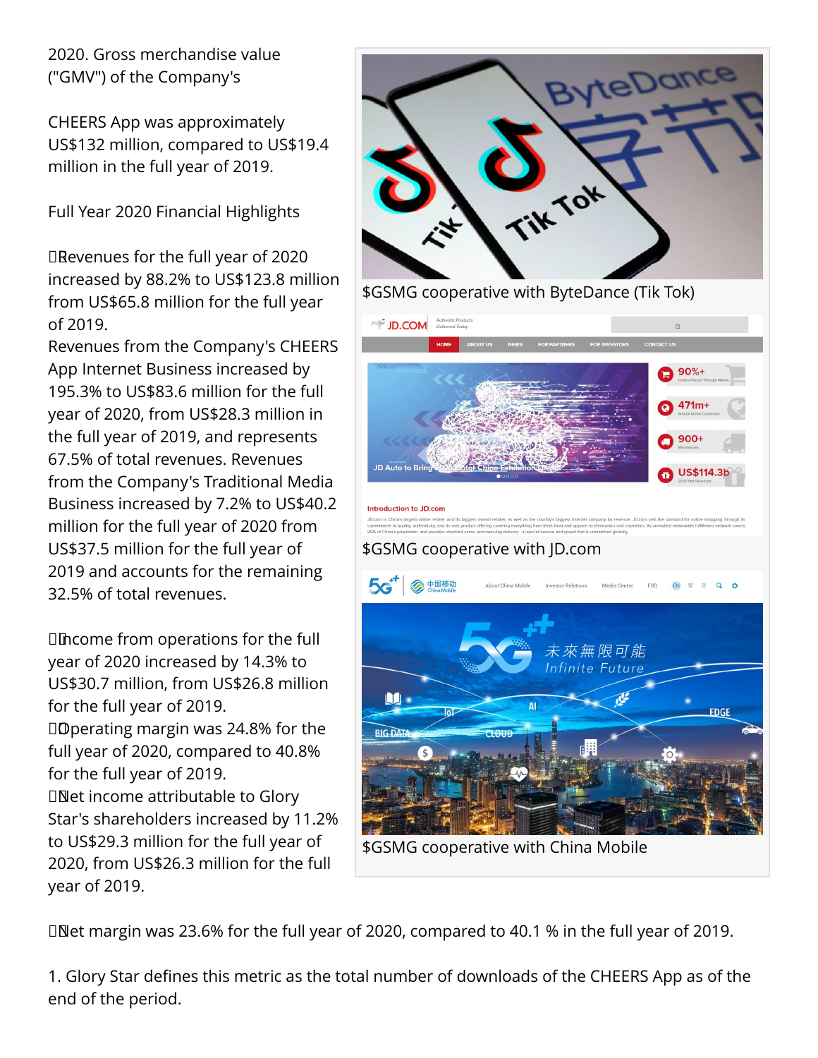2020. Gross merchandise value ("GMV") of the Company's

CHEERS App was approximately US$132 million, compared to US$19.4 million in the full year of 2019.

Full Year 2020 Financial Highlights

- Revenues for the full year of 2020 increased by 88.2% to US$123.8 million from US$65.8 million for the full year of 2019.
  Revenues from the Company's CHEERS App Internet Business increased by 195.3% to US$83.6 million for the full year of 2020, from US$28.3 million in the full year of 2019, and represents 67.5% of total revenues. Revenues from the Company's Traditional Media Business increased by 7.2% to US$40.2 million for the full year of 2020 from US$37.5 million for the full year of 2019 and accounts for the remaining 32.5% of total revenues.

- Income from operations for the full year of 2020 increased by 14.3% to US$30.7 million, from US$26.8 million for the full year of 2019.
- Operating margin was 24.8% for the full year of 2020, compared to 40.8% for the full year of 2019.
- Net income attributable to Glory Star's shareholders increased by 11.2% to US$29.3 million for the full year of 2020, from US$26.3 million for the full year of 2019.

$GSMG cooperative with ByteDance (Tik Tok)

$GSMG cooperative with JD.com

$GSMG cooperative with China Mobile

- Net margin was 23.6% for the full year of 2020, compared to 40.1 % in the full year of 2019.

1. Glory Star defines this metric as the total number of downloads of the CHEERS App as of the end of the period.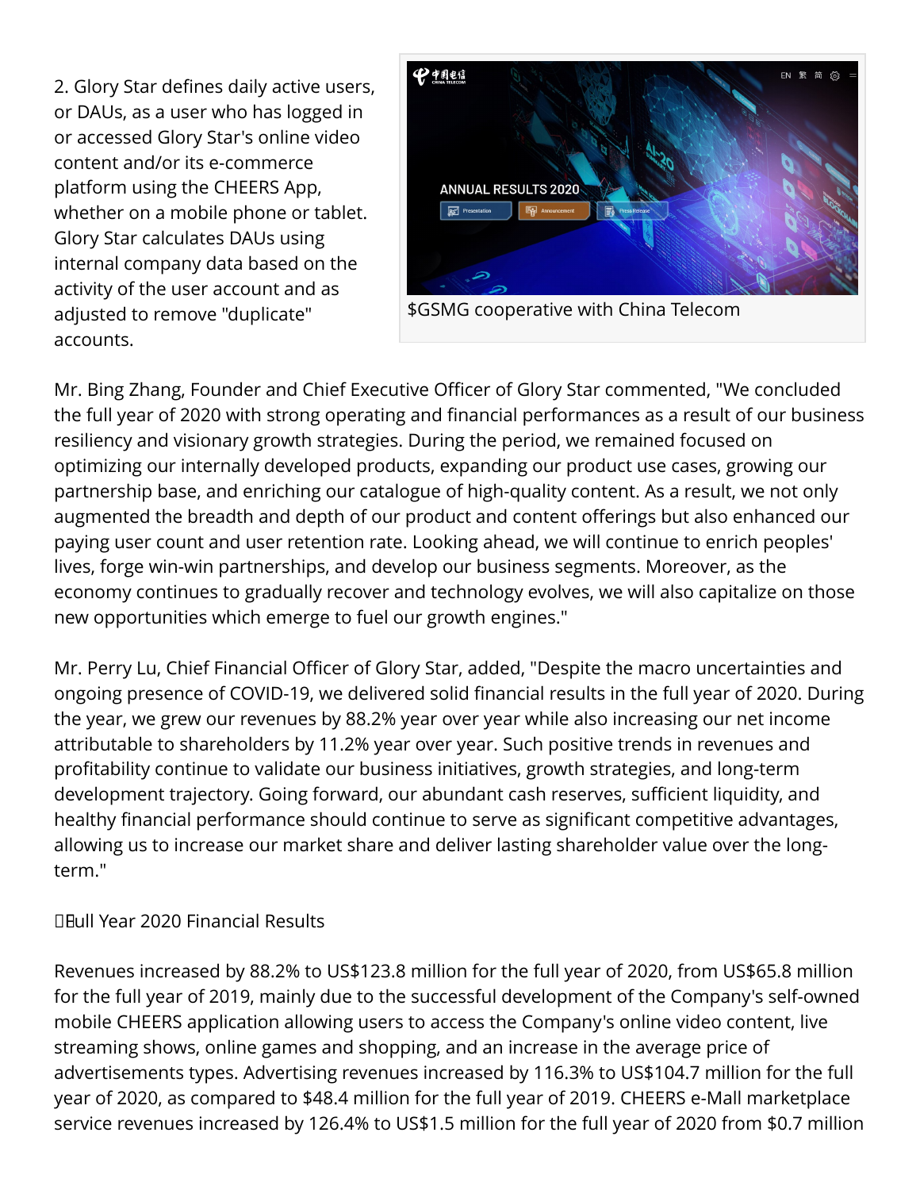2. Glory Star defines daily active users, or DAUs, as a user who has logged in or accessed Glory Star's online video content and/or its e-commerce platform using the CHEERS App, whether on a mobile phone or tablet. Glory Star calculates DAUs using internal company data based on the activity of the user account and as adjusted to remove "duplicate" accounts.

$GSMG cooperative with China Telecom

Mr. Bing Zhang, Founder and Chief Executive Officer of Glory Star commented, "We concluded the full year of 2020 with strong operating and financial performances as a result of our business resiliency and visionary growth strategies. During the period, we remained focused on optimizing our internally developed products, expanding our product use cases, growing our partnership base, and enriching our catalogue of high-quality content. As a result, we not only augmented the breadth and depth of our product and content offerings but also enhanced our paying user count and user retention rate. Looking ahead, we will continue to enrich peoples' lives, forge win-win partnerships, and develop our business segments. Moreover, as the economy continues to gradually recover and technology evolves, we will also capitalize on those new opportunities which emerge to fuel our growth engines."

Mr. Perry Lu, Chief Financial Officer of Glory Star, added, "Despite the macro uncertainties and ongoing presence of COVID-19, we delivered solid financial results in the full year of 2020. During the year, we grew our revenues by 88.2% year over year while also increasing our net income attributable to shareholders by 11.2% year over year. Such positive trends in revenues and profitability continue to validate our business initiatives, growth strategies, and long-term development trajectory. Going forward, our abundant cash reserves, sufficient liquidity, and healthy financial performance should continue to serve as significant competitive advantages, allowing us to increase our market share and deliver lasting shareholder value over the long-term."

Full Year 2020 Financial Results

Revenues increased by 88.2% to US$123.8 million for the full year of 2020, from US$65.8 million for the full year of 2019, mainly due to the successful development of the Company's self-owned mobile CHEERS application allowing users to access the Company's online video content, live streaming shows, online games and shopping, and an increase in the average price of advertisements types. Advertising revenues increased by 116.3% to US$104.7 million for the full year of 2020, as compared to $48.4 million for the full year of 2019. CHEERS e-Mall marketplace service revenues increased by 126.4% to US$1.5 million for the full year of 2020 from $0.7 million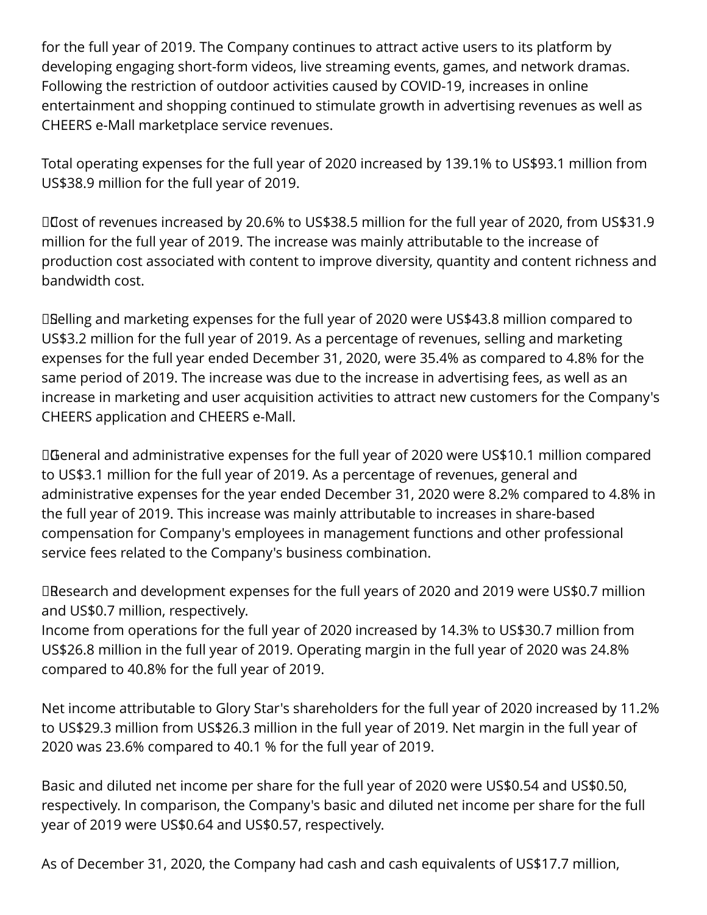for the full year of 2019. The Company continues to attract active users to its platform by developing engaging short-form videos, live streaming events, games, and network dramas. Following the restriction of outdoor activities caused by COVID-19, increases in online entertainment and shopping continued to stimulate growth in advertising revenues as well as CHEERS e-Mall marketplace service revenues.

Total operating expenses for the full year of 2020 increased by 139.1% to US$93.1 million from US$38.9 million for the full year of 2019.

- Cost of revenues increased by 20.6% to US$38.5 million for the full year of 2020, from US$31.9 million for the full year of 2019. The increase was mainly attributable to the increase of production cost associated with content to improve diversity, quantity and content richness and bandwidth cost.

- Selling and marketing expenses for the full year of 2020 were US$43.8 million compared to US$3.2 million for the full year of 2019. As a percentage of revenues, selling and marketing expenses for the full year ended December 31, 2020, were 35.4% as compared to 4.8% for the same period of 2019. The increase was due to the increase in advertising fees, as well as an increase in marketing and user acquisition activities to attract new customers for the Company's CHEERS application and CHEERS e-Mall.

- General and administrative expenses for the full year of 2020 were US$10.1 million compared to US$3.1 million for the full year of 2019. As a percentage of revenues, general and administrative expenses for the year ended December 31, 2020 were 8.2% compared to 4.8% in the full year of 2019. This increase was mainly attributable to increases in share-based compensation for Company's employees in management functions and other professional service fees related to the Company's business combination.

- Research and development expenses for the full years of 2020 and 2019 were US$0.7 million and US$0.7 million, respectively.

Income from operations for the full year of 2020 increased by 14.3% to US$30.7 million from US$26.8 million in the full year of 2019. Operating margin in the full year of 2020 was 24.8% compared to 40.8% for the full year of 2019.

Net income attributable to Glory Star's shareholders for the full year of 2020 increased by 11.2% to US$29.3 million from US$26.3 million in the full year of 2019. Net margin in the full year of 2020 was 23.6% compared to 40.1 % for the full year of 2019.

Basic and diluted net income per share for the full year of 2020 were US$0.54 and US$0.50, respectively. In comparison, the Company's basic and diluted net income per share for the full year of 2019 were US$0.64 and US$0.57, respectively.

As of December 31, 2020, the Company had cash and cash equivalents of US$17.7 million,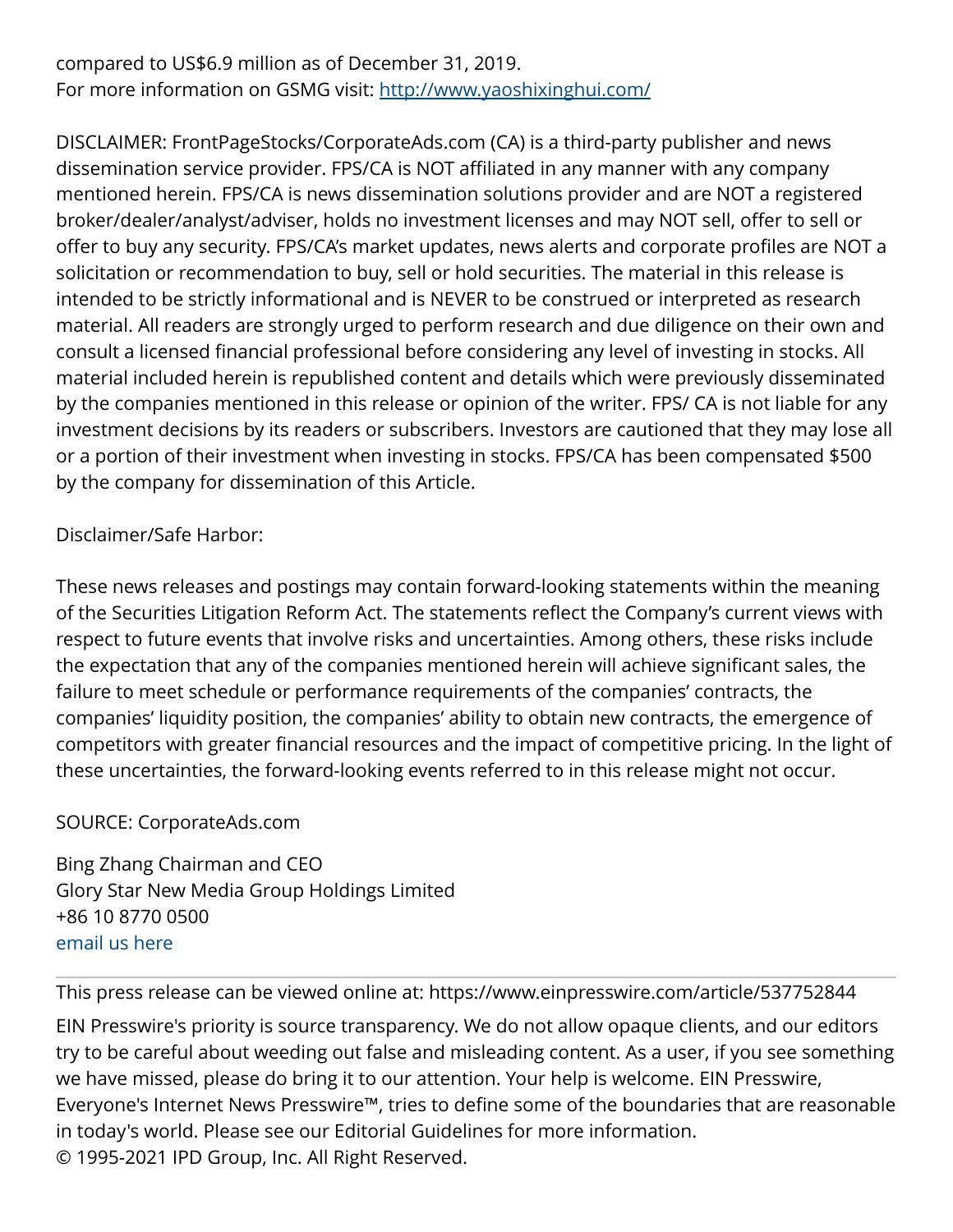compared to US$6.9 million as of December 31, 2019.
For more information on GSMG visit: [http://www.yaoshixinghui.com/](http://www.yaoshixinghui.com/)

DISCLAIMER: FrontPageStocks/CorporateAds.com (CA) is a third-party publisher and news dissemination service provider. FPS/CA is NOT affiliated in any manner with any company mentioned herein. FPS/CA is news dissemination solutions provider and are NOT a registered broker/dealer/analyst/adviser, holds no investment licenses and may NOT sell, offer to sell or offer to buy any security. FPS/CA's market updates, news alerts and corporate profiles are NOT a solicitation or recommendation to buy, sell or hold securities. The material in this release is intended to be strictly informational and is NEVER to be construed or interpreted as research material. All readers are strongly urged to perform research and due diligence on their own and consult a licensed financial professional before considering any level of investing in stocks. All material included herein is republished content and details which were previously disseminated by the companies mentioned in this release or opinion of the writer. FPS/ CA is not liable for any investment decisions by its readers or subscribers. Investors are cautioned that they may lose all or a portion of their investment when investing in stocks. FPS/CA has been compensated $500 by the company for dissemination of this Article.

Disclaimer/Safe Harbor:

These news releases and postings may contain forward-looking statements within the meaning of the Securities Litigation Reform Act. The statements reflect the Company's current views with respect to future events that involve risks and uncertainties. Among others, these risks include the expectation that any of the companies mentioned herein will achieve significant sales, the failure to meet schedule or performance requirements of the companies' contracts, the companies' liquidity position, the companies' ability to obtain new contracts, the emergence of competitors with greater financial resources and the impact of competitive pricing. In the light of these uncertainties, the forward-looking events referred to in this release might not occur.

SOURCE: CorporateAds.com

Bing Zhang Chairman and CEO
Glory Star New Media Group Holdings Limited
+86 10 8770 0500
email us here

---

This press release can be viewed online at: https://www.einpresswire.com/article/537752844

EIN Presswire's priority is source transparency. We do not allow opaque clients, and our editors try to be careful about weeding out false and misleading content. As a user, if you see something we have missed, please do bring it to our attention. Your help is welcome. EIN Presswire, Everyone's Internet News Presswire™, tries to define some of the boundaries that are reasonable in today's world. Please see our Editorial Guidelines for more information.
© 1995-2021 IPD Group, Inc. All Right Reserved.